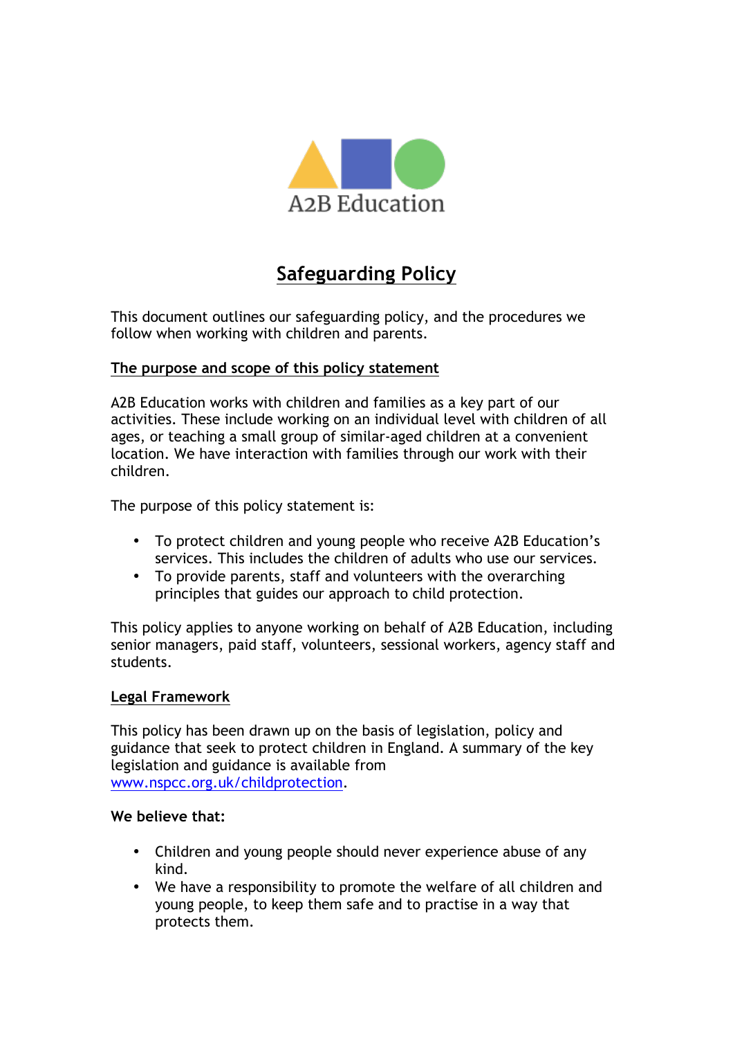A2B Education

# Safeguarding Policy

This document outlines our safeguarding policy, and the procedures we follow when working with children and parents.

## The purpose and scope of this policy statement

A2B Education works with children and families as a key part of our activities. These include working on an individual level with children of all ages, or teaching a small group of similar-aged children at a convenient location. We have interaction with families through our work with their children.

The purpose of this policy statement is:

- To protect children and young people who receive A2B Education's services. This includes the children of adults who use our services.
- To provide parents, staff and volunteers with the overarching principles that guides our approach to child protection.

This policy applies to anyone working on behalf of A2B Education, including senior managers, paid staff, volunteers, sessional workers, agency staff and students.

## Legal Framework

This policy has been drawn up on the basis of legislation, policy and guidance that seek to protect children in England. A summary of the key legislation and guidance is available from [www.nspcc.org.uk/childprotection](http://www.nspcc.org.uk/childprotection).

**We believe that:**

- Children and young people should never experience abuse of any kind.
- We have a responsibility to promote the welfare of all children and young people, to keep them safe and to practise in a way that protects them.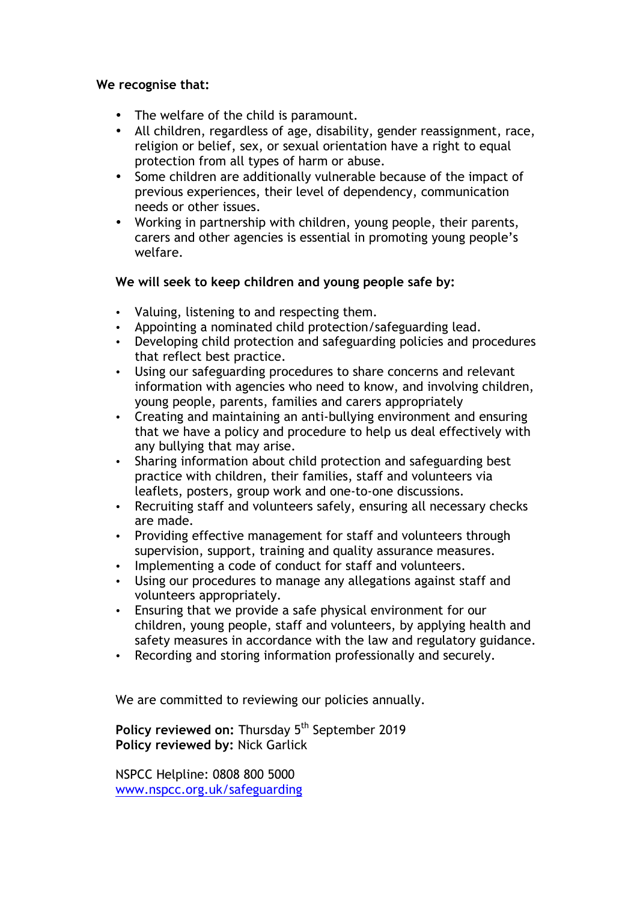**We recognise that:**

- The welfare of the child is paramount.
- All children, regardless of age, disability, gender reassignment, race, religion or belief, sex, or sexual orientation have a right to equal protection from all types of harm or abuse.
- Some children are additionally vulnerable because of the impact of previous experiences, their level of dependency, communication needs or other issues.
- Working in partnership with children, young people, their parents, carers and other agencies is essential in promoting young people's welfare.

**We will seek to keep children and young people safe by:**

- Valuing, listening to and respecting them.
- Appointing a nominated child protection/safeguarding lead.
- Developing child protection and safeguarding policies and procedures that reflect best practice.
- Using our safeguarding procedures to share concerns and relevant information with agencies who need to know, and involving children, young people, parents, families and carers appropriately
- Creating and maintaining an anti-bullying environment and ensuring that we have a policy and procedure to help us deal effectively with any bullying that may arise.
- Sharing information about child protection and safeguarding best practice with children, their families, staff and volunteers via leaflets, posters, group work and one-to-one discussions.
- Recruiting staff and volunteers safely, ensuring all necessary checks are made.
- Providing effective management for staff and volunteers through supervision, support, training and quality assurance measures.
- Implementing a code of conduct for staff and volunteers.
- Using our procedures to manage any allegations against staff and volunteers appropriately.
- Ensuring that we provide a safe physical environment for our children, young people, staff and volunteers, by applying health and safety measures in accordance with the law and regulatory guidance.
- Recording and storing information professionally and securely.

We are committed to reviewing our policies annually.

**Policy reviewed on:** Thursday 5th September 2019
**Policy reviewed by:** Nick Garlick

NSPCC Helpline: 0808 800 5000
www.nspcc.org.uk/safeguarding